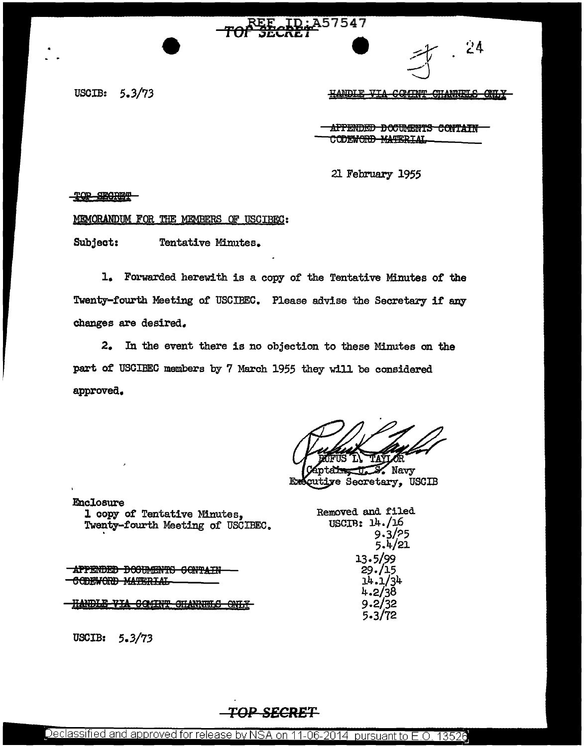REF ID:A57547

TOP SECRET

24

USCIB: 5.3/73

~~HANDLE VIA COMINT CHANNELS ONLY~~

~~APPENDED DOCUMENTS CONTAIN CODEWORD MATERIAL~~

21 February 1955

~~TOP SECRET~~

MEMORANDUM FOR THE MEMBERS OF USCIBEC:

Subject: Tentative Minutes.

1. Forwarded herewith is a copy of the Tentative Minutes of the Twenty-fourth Meeting of USCIBEC. Please advise the Secretary if any changes are desired.

2. In the event there is no objection to these Minutes on the part of USCIBEC members by 7 March 1955 they will be considered approved.

RUFUS L. TAYLOR
Captain, U. S. Navy
Executive Secretary, USCIB

Enclosure
1 copy of Tentative Minutes,
Twenty-fourth Meeting of USCIBEC.

Removed and filed
USCIB: 14./16
9.3/25
5.4/21
13.5/99
29./15
14.1/34
4.2/38
9.2/32
5.3/72

~~APPENDED DOCUMENTS CONTAIN CODEWORD MATERIAL~~

~~HANDLE VIA COMINT CHANNELS ONLY~~

USCIB: 5.3/73

TOP SECRET

Declassified and approved for release by NSA on 11-06-2014 pursuant to E.O. 13526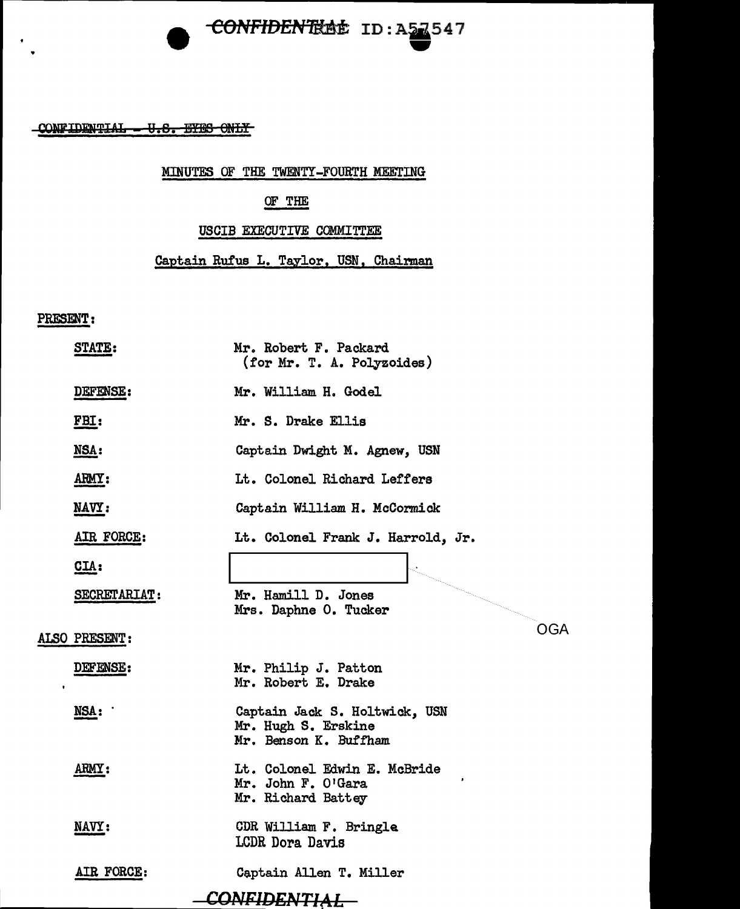CONFIDENTIAL ID:A57547

~~CONFIDENTIAL - U.S. EYES ONLY~~

MINUTES OF THE TWENTY-FOURTH MEETING

OF THE

USCIB EXECUTIVE COMMITTEE

Captain Rufus L. Taylor, USN, Chairman

PRESENT:

| | |
|---|---|
| STATE: | Mr. Robert F. Packard (for Mr. T. A. Polyzoides) |
| DEFENSE: | Mr. William H. Godel |
| FBI: | Mr. S. Drake Ellis |
| NSA: | Captain Dwight M. Agnew, USN |
| ARMY: | Lt. Colonel Richard Leffers |
| NAVY: | Captain William H. McCormick |
| AIR FORCE: | Lt. Colonel Frank J. Harrold, Jr. |
| CIA: | [redacted] OGA |
| SECRETARIAT: | Mr. Hamill D. Jones<br>Mrs. Daphne O. Tucker |

ALSO PRESENT:

| | |
|---|---|
| DEFENSE: | Mr. Philip J. Patton<br>Mr. Robert E. Drake |
| NSA: | Captain Jack S. Holtwick, USN<br>Mr. Hugh S. Erskine<br>Mr. Benson K. Buffham |
| ARMY: | Lt. Colonel Edwin E. McBride<br>Mr. John F. O'Gara<br>Mr. Richard Battey |
| NAVY: | CDR William F. Bringle<br>LCDR Dora Davis |
| AIR FORCE: | Captain Allen T. Miller |

CONFIDENTIAL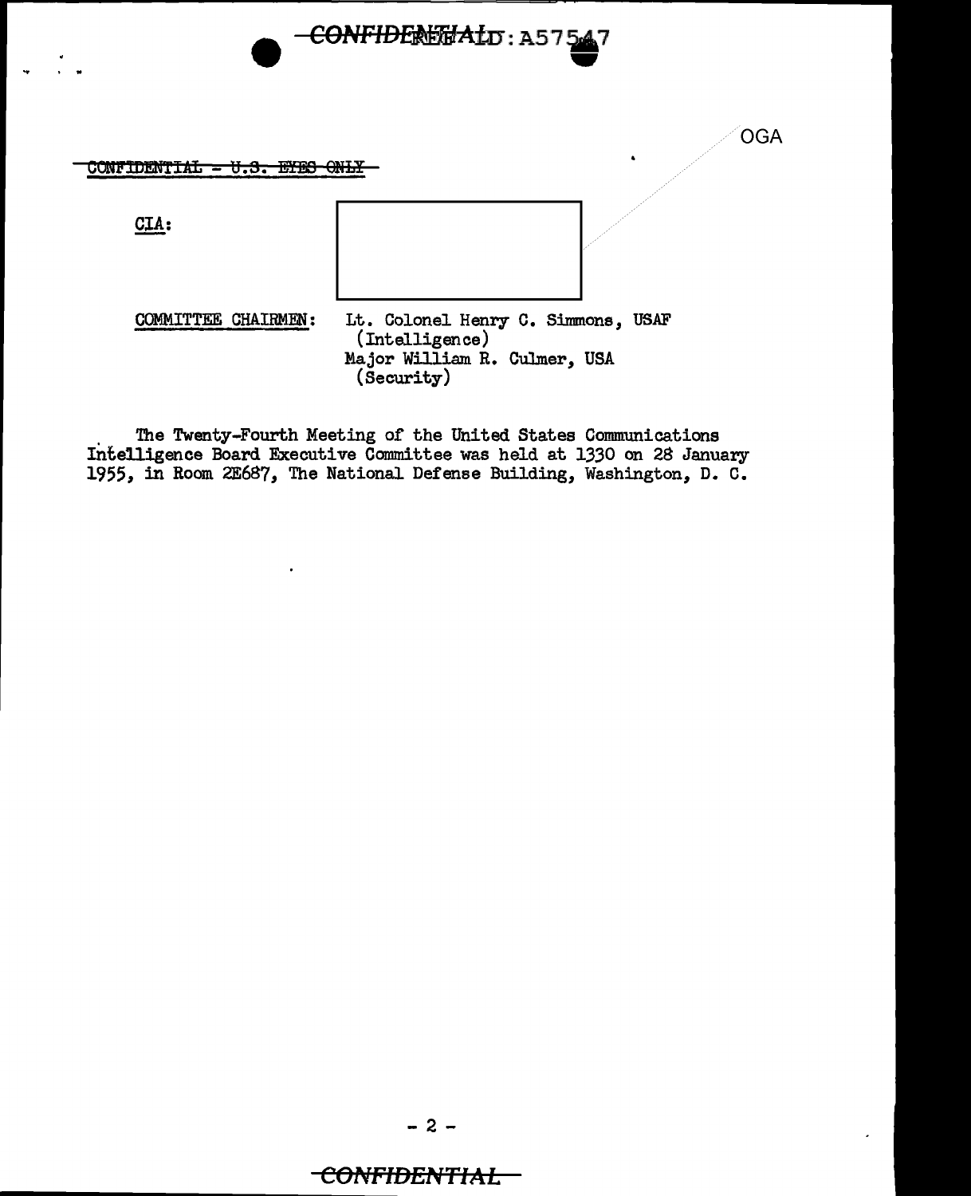~~CONFIDENTIAL - U.S. EYES ONLY~~

OGA

CIA:

COMMITTEE CHAIRMEN: Lt. Colonel Henry C. Simmons, USAF (Intelligence)
Major William R. Culmer, USA (Security)

The Twenty-Fourth Meeting of the United States Communications Intelligence Board Executive Committee was held at 1330 on 28 January 1955, in Room 2E687, The National Defense Building, Washington, D. C.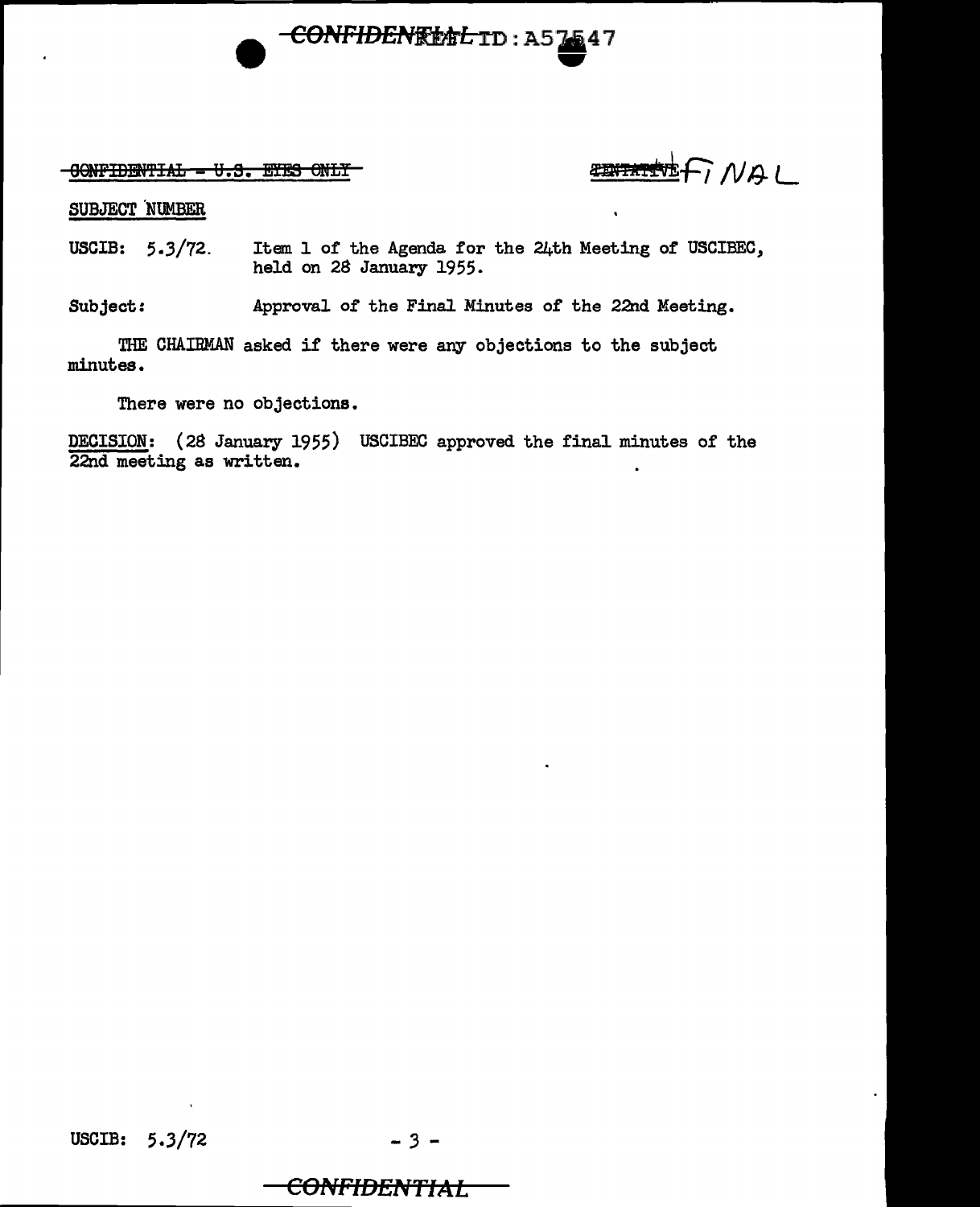~~CONFIDENTIAL - U.S. EYES ONLY~~

~~TENTATIVE~~ FINAL

SUBJECT NUMBER

USCIB: 5.3/72. Item 1 of the Agenda for the 24th Meeting of USCIBEC, held on 28 January 1955.

Subject: Approval of the Final Minutes of the 22nd Meeting.

THE CHAIRMAN asked if there were any objections to the subject minutes.

There were no objections.

DECISION: (28 January 1955) USCIBEC approved the final minutes of the 22nd meeting as written.

USCIB: 5.3/72